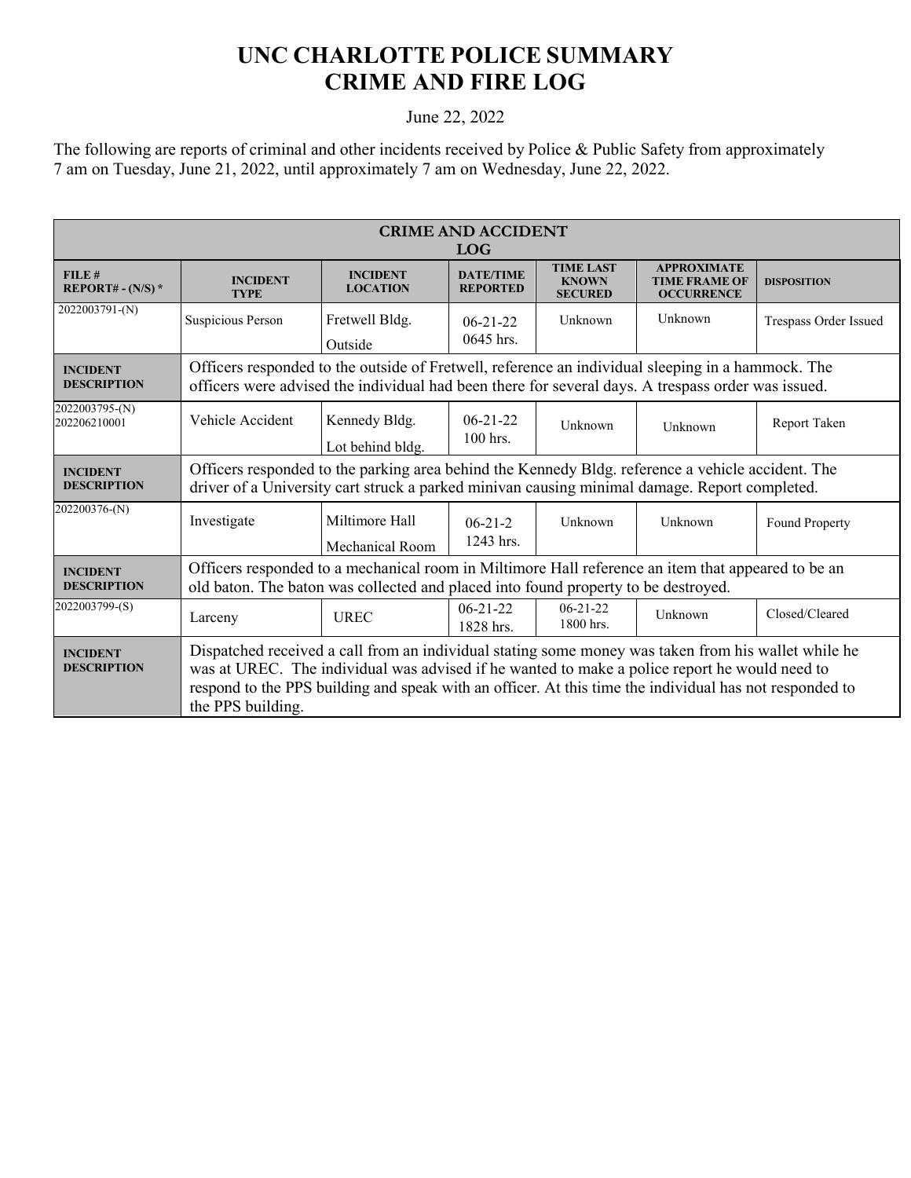# UNC CHARLOTTE POLICE SUMMARY
# CRIME AND FIRE LOG

June 22, 2022

The following are reports of criminal and other incidents received by Police & Public Safety from approximately 7 am on Tuesday, June 21, 2022, until approximately 7 am on Wednesday, June 22, 2022.

| CRIME AND ACCIDENT LOG | | | | | | |
|---|---|---|---|---|---|---|
| **FILE # REPORT# - (N/S) \*** | **INCIDENT TYPE** | **INCIDENT LOCATION** | **DATE/TIME REPORTED** | **TIME LAST KNOWN SECURED** | **APPROXIMATE TIME FRAME OF OCCURRENCE** | **DISPOSITION** |
| 2022003791-(N) | Suspicious Person | Fretwell Bldg. Outside | 06-21-22 0645 hrs. | Unknown | Unknown | Trespass Order Issued |
| **INCIDENT DESCRIPTION** | Officers responded to the outside of Fretwell, reference an individual sleeping in a hammock. The officers were advised the individual had been there for several days. A trespass order was issued. | | | | | |
| 2022003795-(N) 202206210001 | Vehicle Accident | Kennedy Bldg. Lot behind bldg. | 06-21-22 100 hrs. | Unknown | Unknown | Report Taken |
| **INCIDENT DESCRIPTION** | Officers responded to the parking area behind the Kennedy Bldg. reference a vehicle accident. The driver of a University cart struck a parked minivan causing minimal damage. Report completed. | | | | | |
| 202200376-(N) | Investigate | Miltimore Hall Mechanical Room | 06-21-2 1243 hrs. | Unknown | Unknown | Found Property |
| **INCIDENT DESCRIPTION** | Officers responded to a mechanical room in Miltimore Hall reference an item that appeared to be an old baton. The baton was collected and placed into found property to be destroyed. | | | | | |
| 2022003799-(S) | Larceny | UREC | 06-21-22 1828 hrs. | 06-21-22 1800 hrs. | Unknown | Closed/Cleared |
| **INCIDENT DESCRIPTION** | Dispatched received a call from an individual stating some money was taken from his wallet while he was at UREC. The individual was advised if he wanted to make a police report he would need to respond to the PPS building and speak with an officer. At this time the individual has not responded to the PPS building. | | | | | |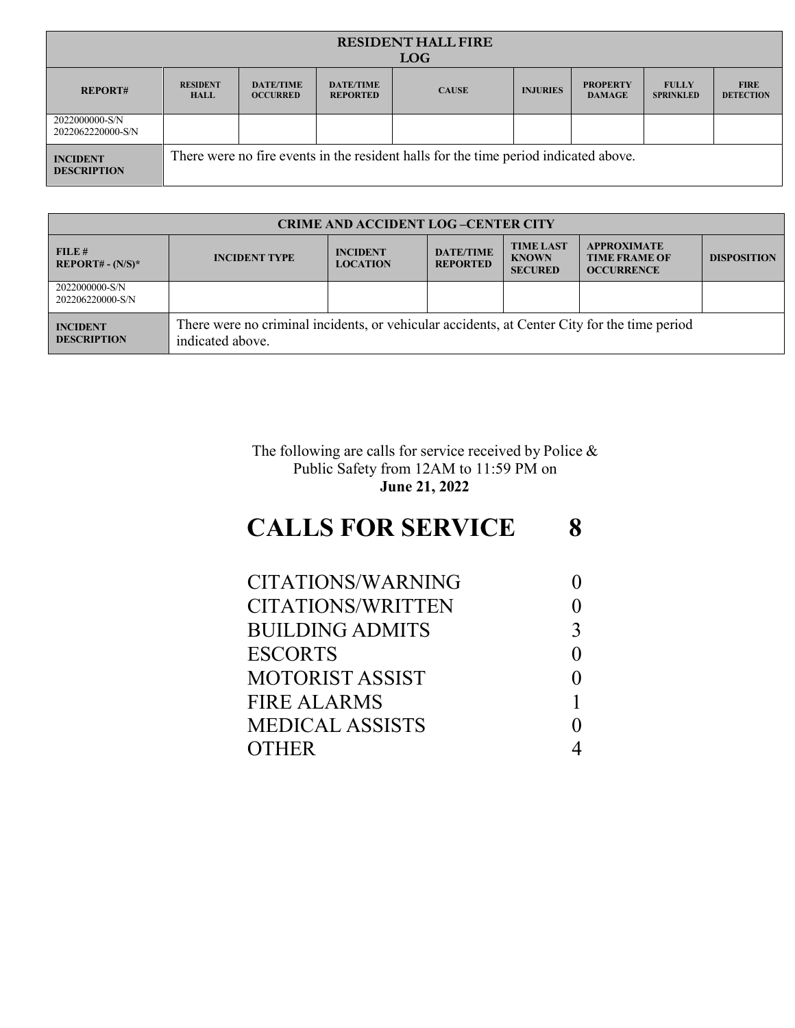| RESIDENT HALL FIRE LOG | | | | | | | | |
|---|---|---|---|---|---|---|---|---|
| **REPORT#** | **RESIDENT HALL** | **DATE/TIME OCCURRED** | **DATE/TIME REPORTED** | **CAUSE** | **INJURIES** | **PROPERTY DAMAGE** | **FULLY SPRINKLED** | **FIRE DETECTION** |
| 2022000000-S/N 2022062220000-S/N | | | | | | | | |
| **INCIDENT DESCRIPTION** | There were no fire events in the resident halls for the time period indicated above. | | | | | | | |

| CRIME AND ACCIDENT LOG –CENTER CITY | | | | | | |
|---|---|---|---|---|---|---|
| **FILE # REPORT# - (N/S)*** | **INCIDENT TYPE** | **INCIDENT LOCATION** | **DATE/TIME REPORTED** | **TIME LAST KNOWN SECURED** | **APPROXIMATE TIME FRAME OF OCCURRENCE** | **DISPOSITION** |
| 2022000000-S/N 202206220000-S/N | | | | | | |
| **INCIDENT DESCRIPTION** | There were no criminal incidents, or vehicular accidents, at Center City for the time period indicated above. | | | | | |

The following are calls for service received by Police & Public Safety from 12AM to 11:59 PM on
**June 21, 2022**

# CALLS FOR SERVICE 8

| | |
|---|---|
| CITATIONS/WARNING | 0 |
| CITATIONS/WRITTEN | 0 |
| BUILDING ADMITS | 3 |
| ESCORTS | 0 |
| MOTORIST ASSIST | 0 |
| FIRE ALARMS | 1 |
| MEDICAL ASSISTS | 0 |
| OTHER | 4 |